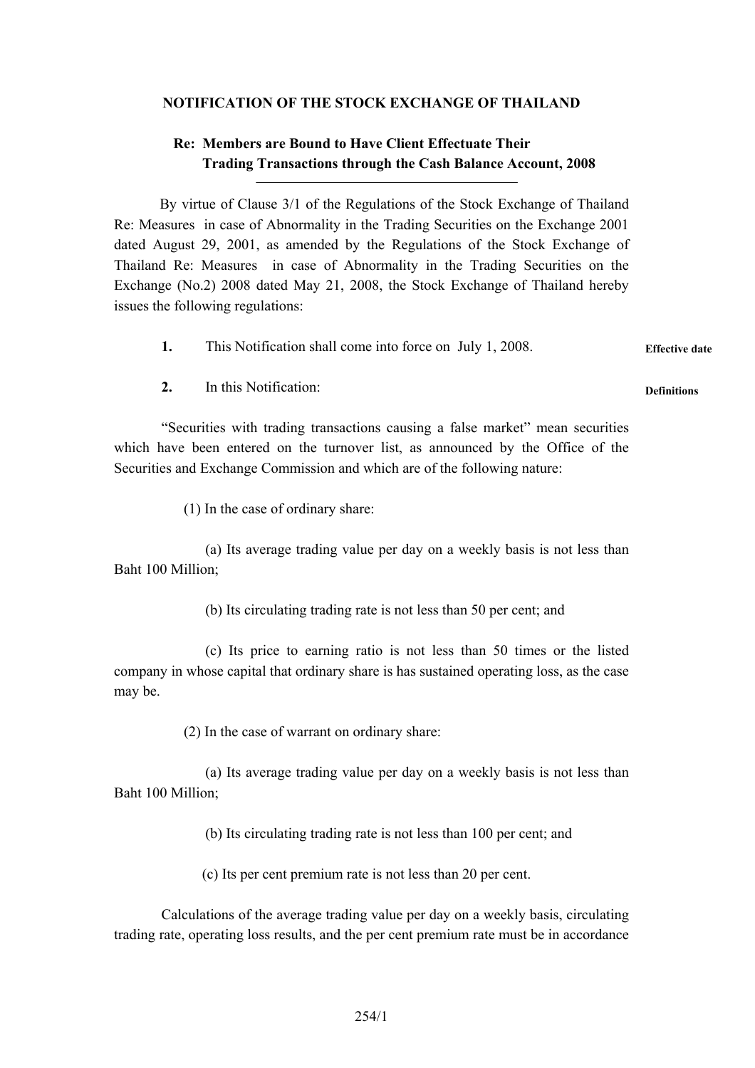**NOTIFICATION OF THE STOCK EXCHANGE OF THAILAND**

**Re: Members are Bound to Have Client Effectuate Their Trading Transactions through the Cash Balance Account, 2008**

By virtue of Clause 3/1 of the Regulations of the Stock Exchange of Thailand Re: Measures in case of Abnormality in the Trading Securities on the Exchange 2001 dated August 29, 2001, as amended by the Regulations of the Stock Exchange of Thailand Re: Measures in case of Abnormality in the Trading Securities on the Exchange (No.2) 2008 dated May 21, 2008, the Stock Exchange of Thailand hereby issues the following regulations:

**1.** This Notification shall come into force on July 1, 2008. **Effective date**

**2.** In this Notification: **Definitions**

"Securities with trading transactions causing a false market" mean securities which have been entered on the turnover list, as announced by the Office of the Securities and Exchange Commission and which are of the following nature:

(1) In the case of ordinary share:

(a) Its average trading value per day on a weekly basis is not less than Baht 100 Million;

(b) Its circulating trading rate is not less than 50 per cent; and

(c) Its price to earning ratio is not less than 50 times or the listed company in whose capital that ordinary share is has sustained operating loss, as the case may be.

(2) In the case of warrant on ordinary share:

(a) Its average trading value per day on a weekly basis is not less than Baht 100 Million;

(b) Its circulating trading rate is not less than 100 per cent; and

(c) Its per cent premium rate is not less than 20 per cent.

Calculations of the average trading value per day on a weekly basis, circulating trading rate, operating loss results, and the per cent premium rate must be in accordance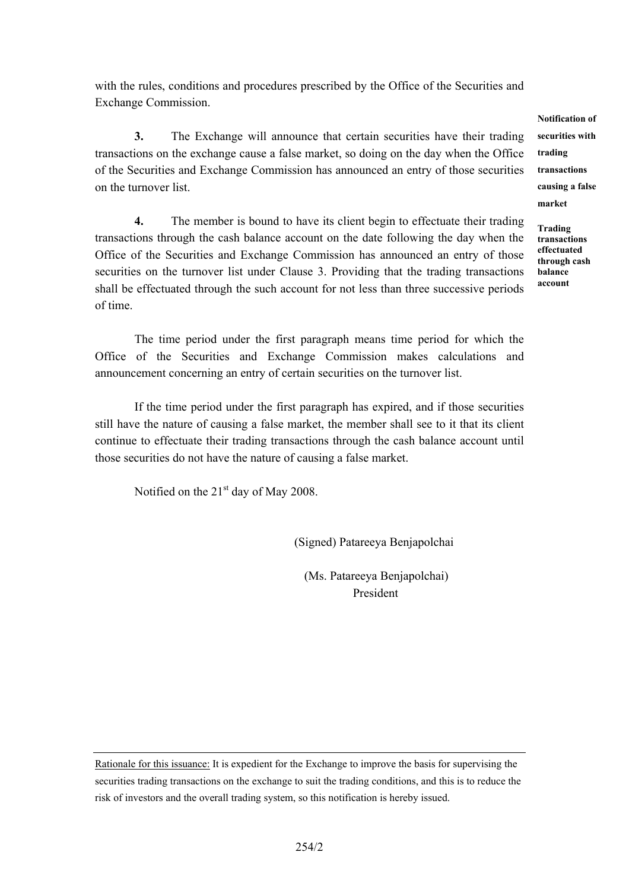with the rules, conditions and procedures prescribed by the Office of the Securities and Exchange Commission.

**Notification of securities with trading transactions causing a false market**

**3.** The Exchange will announce that certain securities have their trading transactions on the exchange cause a false market, so doing on the day when the Office of the Securities and Exchange Commission has announced an entry of those securities on the turnover list.

**Trading transactions effectuated through cash balance account**

**4.** The member is bound to have its client begin to effectuate their trading transactions through the cash balance account on the date following the day when the Office of the Securities and Exchange Commission has announced an entry of those securities on the turnover list under Clause 3. Providing that the trading transactions shall be effectuated through the such account for not less than three successive periods of time.

The time period under the first paragraph means time period for which the Office of the Securities and Exchange Commission makes calculations and announcement concerning an entry of certain securities on the turnover list.

If the time period under the first paragraph has expired, and if those securities still have the nature of causing a false market, the member shall see to it that its client continue to effectuate their trading transactions through the cash balance account until those securities do not have the nature of causing a false market.

Notified on the 21st day of May 2008.

(Signed) Patareeya Benjapolchai

(Ms. Patareeya Benjapolchai)
President

---

Rationale for this issuance: It is expedient for the Exchange to improve the basis for supervising the securities trading transactions on the exchange to suit the trading conditions, and this is to reduce the risk of investors and the overall trading system, so this notification is hereby issued.